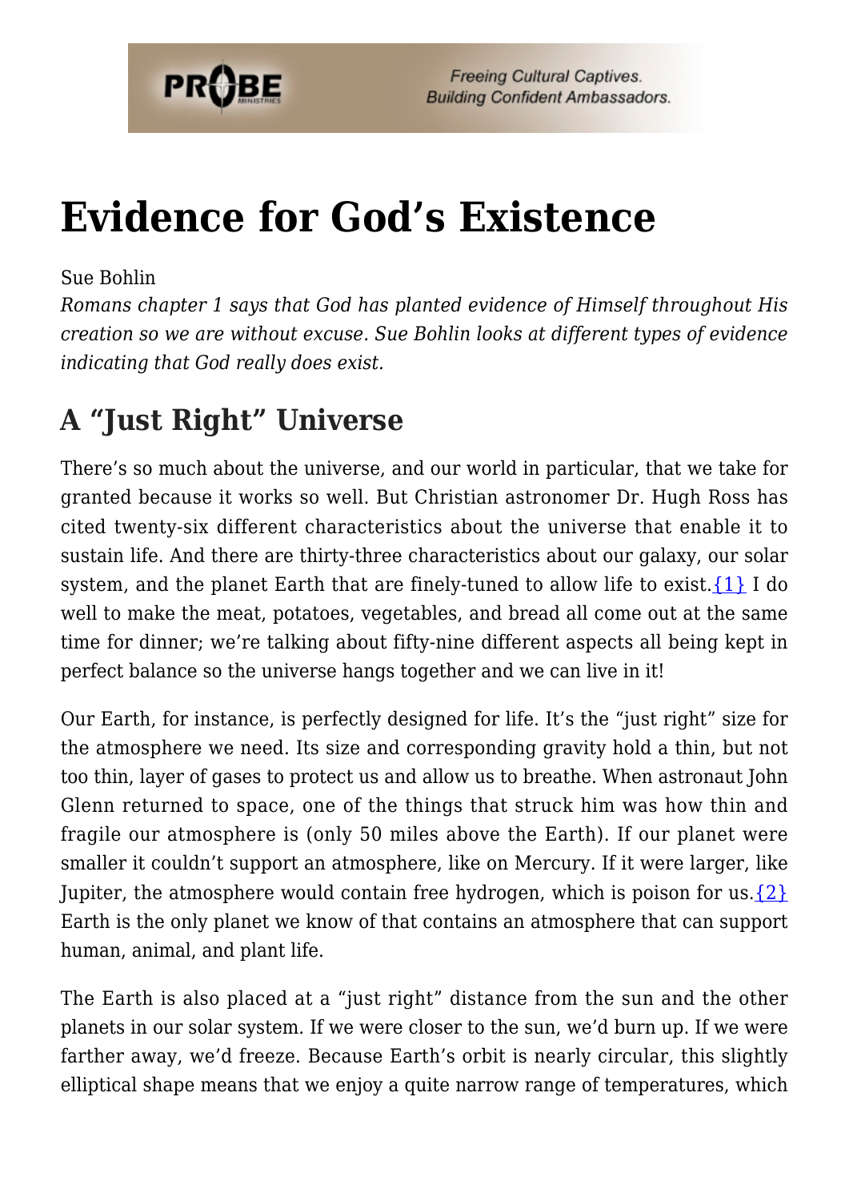# Evidence for God's Existence

Sue Bohlin

*Romans chapter 1 says that God has planted evidence of Himself throughout His creation so we are without excuse. Sue Bohlin looks at different types of evidence indicating that God really does exist.*

## A "Just Right" Universe

There's so much about the universe, and our world in particular, that we take for granted because it works so well. But Christian astronomer Dr. Hugh Ross has cited twenty-six different characteristics about the universe that enable it to sustain life. And there are thirty-three characteristics about our galaxy, our solar system, and the planet Earth that are finely-tuned to allow life to exist.{1} I do well to make the meat, potatoes, vegetables, and bread all come out at the same time for dinner; we're talking about fifty-nine different aspects all being kept in perfect balance so the universe hangs together and we can live in it!

Our Earth, for instance, is perfectly designed for life. It's the "just right" size for the atmosphere we need. Its size and corresponding gravity hold a thin, but not too thin, layer of gases to protect us and allow us to breathe. When astronaut John Glenn returned to space, one of the things that struck him was how thin and fragile our atmosphere is (only 50 miles above the Earth). If our planet were smaller it couldn't support an atmosphere, like on Mercury. If it were larger, like Jupiter, the atmosphere would contain free hydrogen, which is poison for us.{2} Earth is the only planet we know of that contains an atmosphere that can support human, animal, and plant life.

The Earth is also placed at a "just right" distance from the sun and the other planets in our solar system. If we were closer to the sun, we'd burn up. If we were farther away, we'd freeze. Because Earth's orbit is nearly circular, this slightly elliptical shape means that we enjoy a quite narrow range of temperatures, which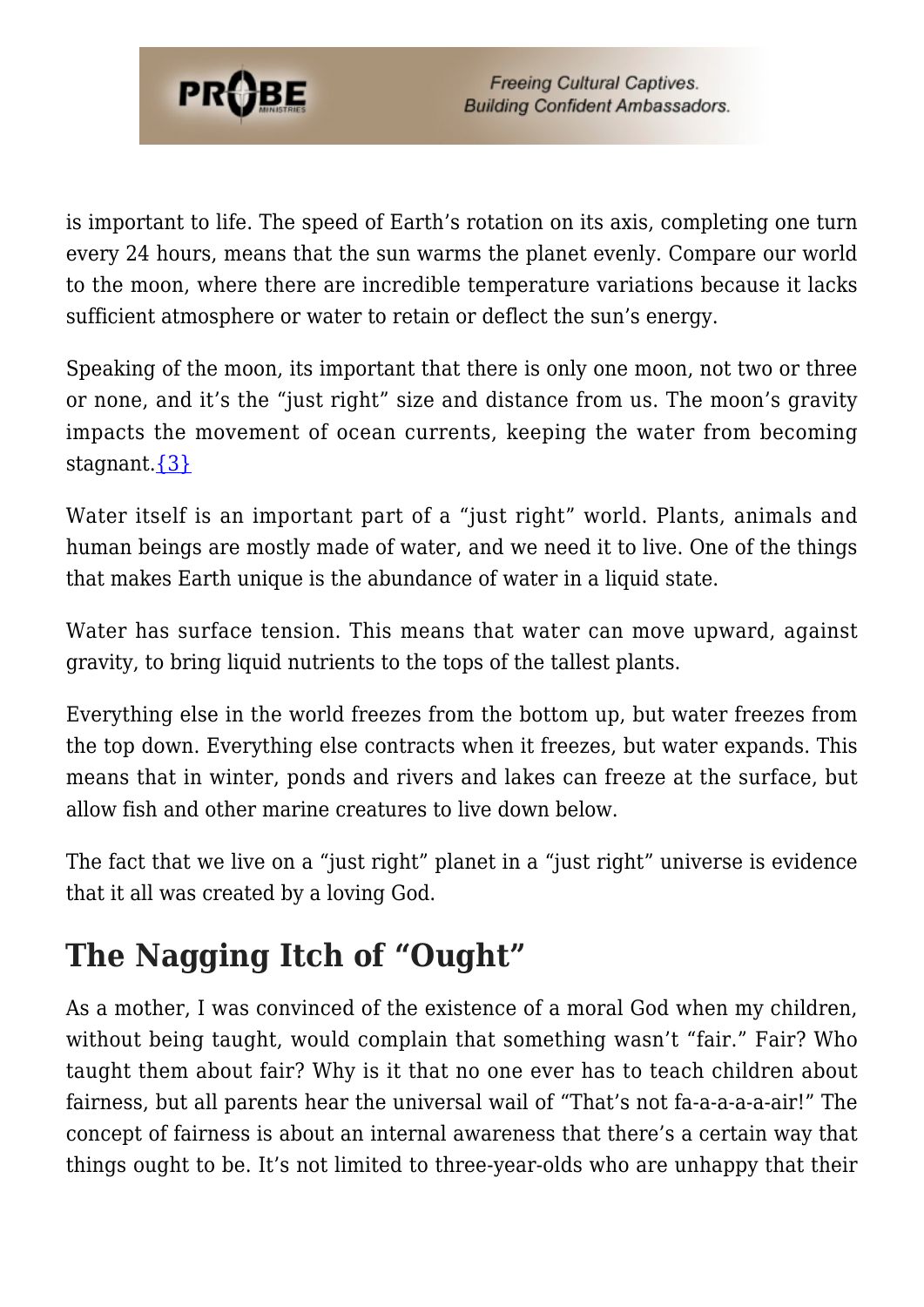is important to life. The speed of Earth's rotation on its axis, completing one turn every 24 hours, means that the sun warms the planet evenly. Compare our world to the moon, where there are incredible temperature variations because it lacks sufficient atmosphere or water to retain or deflect the sun's energy.

Speaking of the moon, its important that there is only one moon, not two or three or none, and it's the "just right" size and distance from us. The moon's gravity impacts the movement of ocean currents, keeping the water from becoming stagnant.{3}

Water itself is an important part of a "just right" world. Plants, animals and human beings are mostly made of water, and we need it to live. One of the things that makes Earth unique is the abundance of water in a liquid state.

Water has surface tension. This means that water can move upward, against gravity, to bring liquid nutrients to the tops of the tallest plants.

Everything else in the world freezes from the bottom up, but water freezes from the top down. Everything else contracts when it freezes, but water expands. This means that in winter, ponds and rivers and lakes can freeze at the surface, but allow fish and other marine creatures to live down below.

The fact that we live on a "just right" planet in a "just right" universe is evidence that it all was created by a loving God.

## The Nagging Itch of "Ought"

As a mother, I was convinced of the existence of a moral God when my children, without being taught, would complain that something wasn't "fair." Fair? Who taught them about fair? Why is it that no one ever has to teach children about fairness, but all parents hear the universal wail of "That's not fa-a-a-a-a-air!" The concept of fairness is about an internal awareness that there's a certain way that things ought to be. It's not limited to three-year-olds who are unhappy that their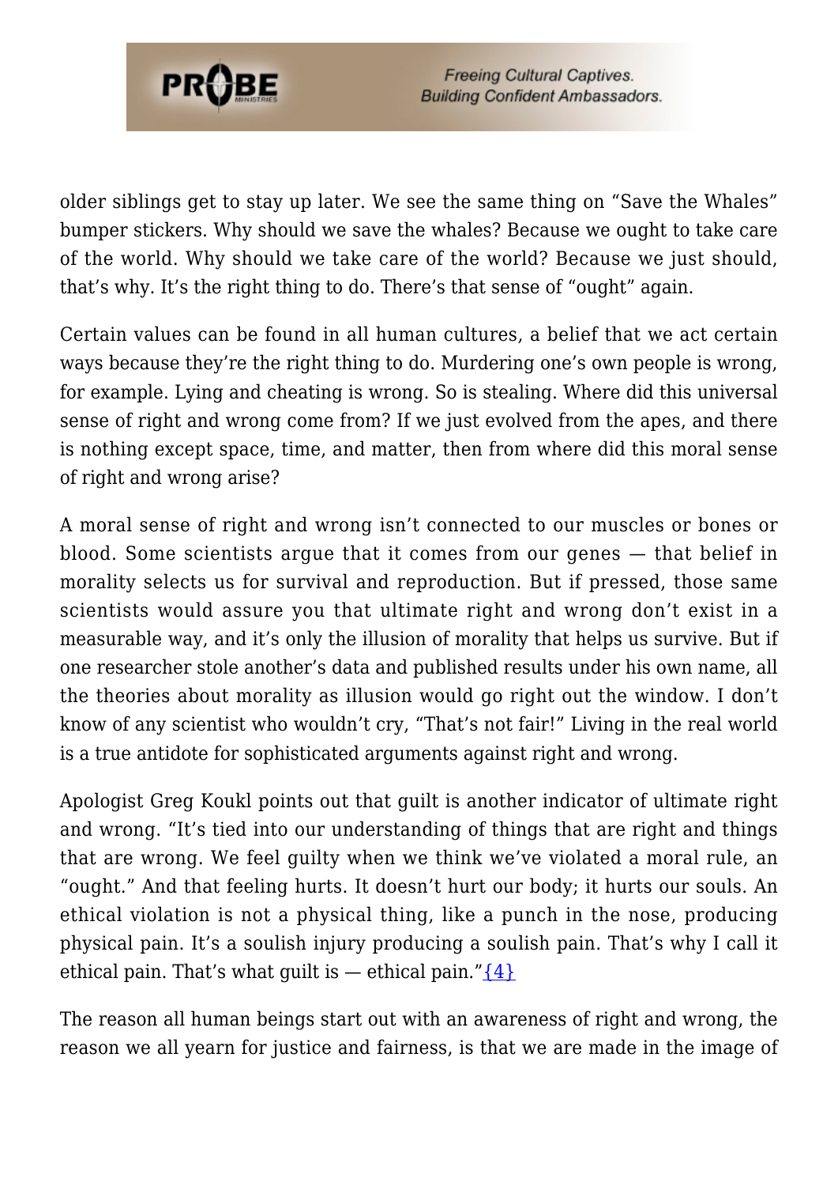older siblings get to stay up later. We see the same thing on “Save the Whales” bumper stickers. Why should we save the whales? Because we ought to take care of the world. Why should we take care of the world? Because we just should, that’s why. It’s the right thing to do. There’s that sense of “ought” again.

Certain values can be found in all human cultures, a belief that we act certain ways because they’re the right thing to do. Murdering one’s own people is wrong, for example. Lying and cheating is wrong. So is stealing. Where did this universal sense of right and wrong come from? If we just evolved from the apes, and there is nothing except space, time, and matter, then from where did this moral sense of right and wrong arise?

A moral sense of right and wrong isn’t connected to our muscles or bones or blood. Some scientists argue that it comes from our genes — that belief in morality selects us for survival and reproduction. But if pressed, those same scientists would assure you that ultimate right and wrong don’t exist in a measurable way, and it’s only the illusion of morality that helps us survive. But if one researcher stole another’s data and published results under his own name, all the theories about morality as illusion would go right out the window. I don’t know of any scientist who wouldn’t cry, “That’s not fair!” Living in the real world is a true antidote for sophisticated arguments against right and wrong.

Apologist Greg Koukl points out that guilt is another indicator of ultimate right and wrong. “It’s tied into our understanding of things that are right and things that are wrong. We feel guilty when we think we’ve violated a moral rule, an “ought.” And that feeling hurts. It doesn’t hurt our body; it hurts our souls. An ethical violation is not a physical thing, like a punch in the nose, producing physical pain. It’s a soulish injury producing a soulish pain. That’s why I call it ethical pain. That’s what guilt is — ethical pain.”{4}

The reason all human beings start out with an awareness of right and wrong, the reason we all yearn for justice and fairness, is that we are made in the image of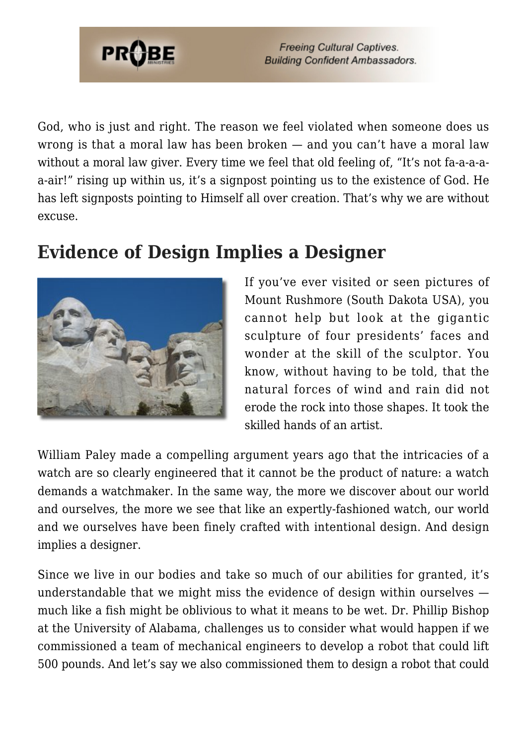God, who is just and right. The reason we feel violated when someone does us wrong is that a moral law has been broken — and you can't have a moral law without a moral law giver. Every time we feel that old feeling of, "It's not fa-a-a-a-a-air!" rising up within us, it's a signpost pointing us to the existence of God. He has left signposts pointing to Himself all over creation. That's why we are without excuse.

## Evidence of Design Implies a Designer

If you've ever visited or seen pictures of Mount Rushmore (South Dakota USA), you cannot help but look at the gigantic sculpture of four presidents' faces and wonder at the skill of the sculptor. You know, without having to be told, that the natural forces of wind and rain did not erode the rock into those shapes. It took the skilled hands of an artist.

William Paley made a compelling argument years ago that the intricacies of a watch are so clearly engineered that it cannot be the product of nature: a watch demands a watchmaker. In the same way, the more we discover about our world and ourselves, the more we see that like an expertly-fashioned watch, our world and we ourselves have been finely crafted with intentional design. And design implies a designer.

Since we live in our bodies and take so much of our abilities for granted, it's understandable that we might miss the evidence of design within ourselves — much like a fish might be oblivious to what it means to be wet. Dr. Phillip Bishop at the University of Alabama, challenges us to consider what would happen if we commissioned a team of mechanical engineers to develop a robot that could lift 500 pounds. And let's say we also commissioned them to design a robot that could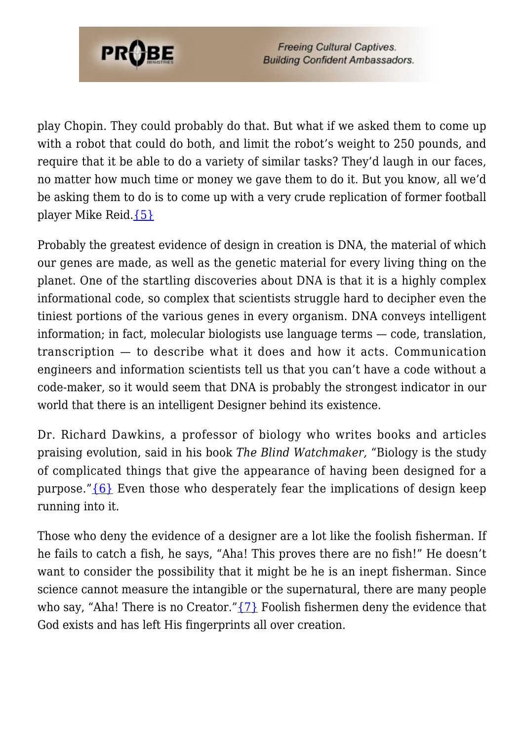play Chopin. They could probably do that. But what if we asked them to come up with a robot that could do both, and limit the robot's weight to 250 pounds, and require that it be able to do a variety of similar tasks? They'd laugh in our faces, no matter how much time or money we gave them to do it. But you know, all we'd be asking them to do is to come up with a very crude replication of former football player Mike Reid.{5}

Probably the greatest evidence of design in creation is DNA, the material of which our genes are made, as well as the genetic material for every living thing on the planet. One of the startling discoveries about DNA is that it is a highly complex informational code, so complex that scientists struggle hard to decipher even the tiniest portions of the various genes in every organism. DNA conveys intelligent information; in fact, molecular biologists use language terms — code, translation, transcription — to describe what it does and how it acts. Communication engineers and information scientists tell us that you can't have a code without a code-maker, so it would seem that DNA is probably the strongest indicator in our world that there is an intelligent Designer behind its existence.

Dr. Richard Dawkins, a professor of biology who writes books and articles praising evolution, said in his book *The Blind Watchmaker,* "Biology is the study of complicated things that give the appearance of having been designed for a purpose."{6} Even those who desperately fear the implications of design keep running into it.

Those who deny the evidence of a designer are a lot like the foolish fisherman. If he fails to catch a fish, he says, "Aha! This proves there are no fish!" He doesn't want to consider the possibility that it might be he is an inept fisherman. Since science cannot measure the intangible or the supernatural, there are many people who say, "Aha! There is no Creator."{7} Foolish fishermen deny the evidence that God exists and has left His fingerprints all over creation.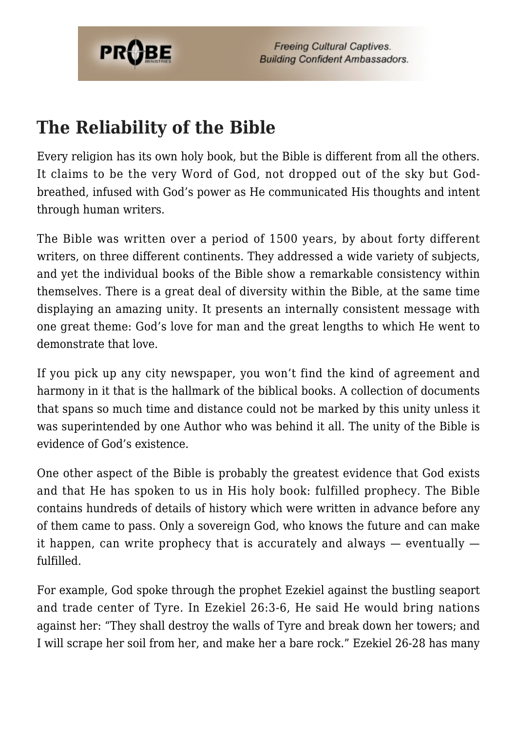## The Reliability of the Bible

Every religion has its own holy book, but the Bible is different from all the others. It claims to be the very Word of God, not dropped out of the sky but God-breathed, infused with God's power as He communicated His thoughts and intent through human writers.

The Bible was written over a period of 1500 years, by about forty different writers, on three different continents. They addressed a wide variety of subjects, and yet the individual books of the Bible show a remarkable consistency within themselves. There is a great deal of diversity within the Bible, at the same time displaying an amazing unity. It presents an internally consistent message with one great theme: God's love for man and the great lengths to which He went to demonstrate that love.

If you pick up any city newspaper, you won't find the kind of agreement and harmony in it that is the hallmark of the biblical books. A collection of documents that spans so much time and distance could not be marked by this unity unless it was superintended by one Author who was behind it all. The unity of the Bible is evidence of God's existence.

One other aspect of the Bible is probably the greatest evidence that God exists and that He has spoken to us in His holy book: fulfilled prophecy. The Bible contains hundreds of details of history which were written in advance before any of them came to pass. Only a sovereign God, who knows the future and can make it happen, can write prophecy that is accurately and always — eventually — fulfilled.

For example, God spoke through the prophet Ezekiel against the bustling seaport and trade center of Tyre. In Ezekiel 26:3-6, He said He would bring nations against her: "They shall destroy the walls of Tyre and break down her towers; and I will scrape her soil from her, and make her a bare rock." Ezekiel 26-28 has many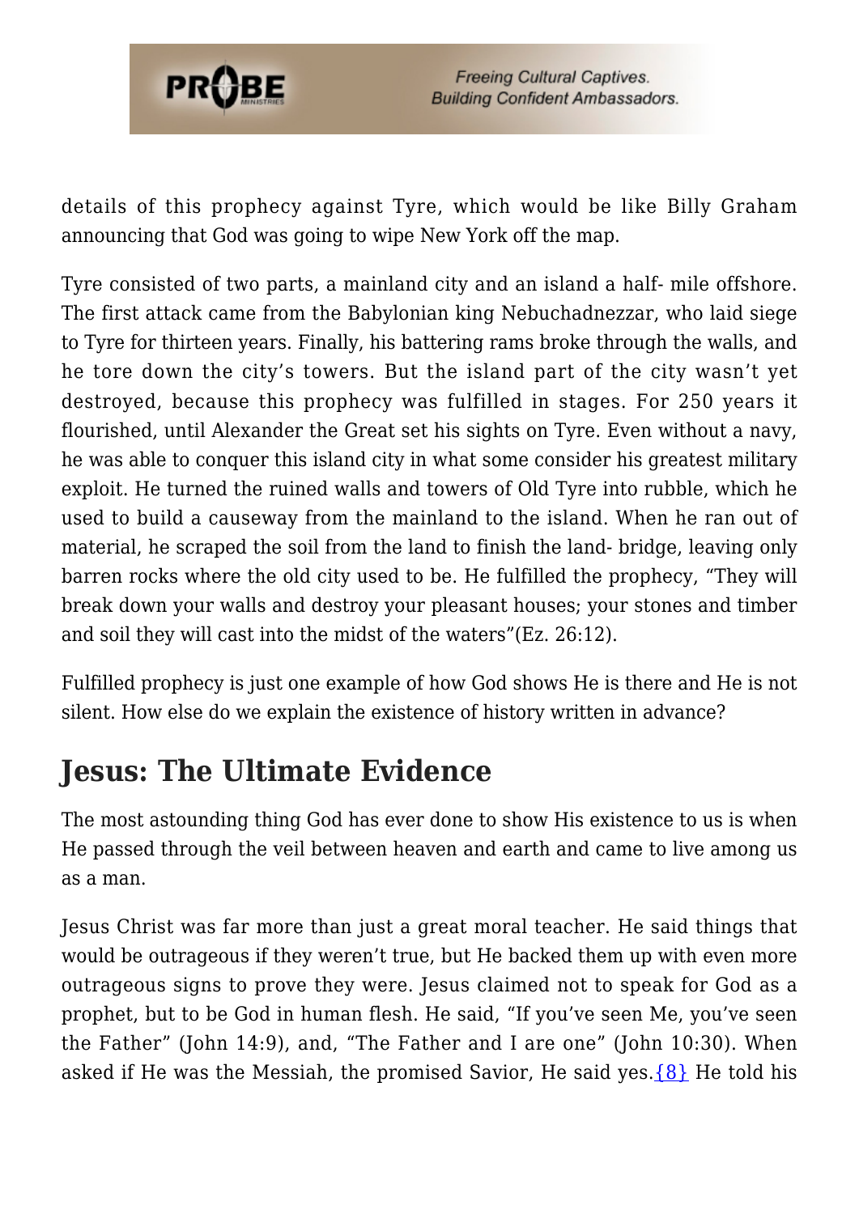details of this prophecy against Tyre, which would be like Billy Graham announcing that God was going to wipe New York off the map.

Tyre consisted of two parts, a mainland city and an island a half- mile offshore. The first attack came from the Babylonian king Nebuchadnezzar, who laid siege to Tyre for thirteen years. Finally, his battering rams broke through the walls, and he tore down the city's towers. But the island part of the city wasn't yet destroyed, because this prophecy was fulfilled in stages. For 250 years it flourished, until Alexander the Great set his sights on Tyre. Even without a navy, he was able to conquer this island city in what some consider his greatest military exploit. He turned the ruined walls and towers of Old Tyre into rubble, which he used to build a causeway from the mainland to the island. When he ran out of material, he scraped the soil from the land to finish the land- bridge, leaving only barren rocks where the old city used to be. He fulfilled the prophecy, "They will break down your walls and destroy your pleasant houses; your stones and timber and soil they will cast into the midst of the waters"(Ez. 26:12).

Fulfilled prophecy is just one example of how God shows He is there and He is not silent. How else do we explain the existence of history written in advance?

## Jesus: The Ultimate Evidence

The most astounding thing God has ever done to show His existence to us is when He passed through the veil between heaven and earth and came to live among us as a man.

Jesus Christ was far more than just a great moral teacher. He said things that would be outrageous if they weren't true, but He backed them up with even more outrageous signs to prove they were. Jesus claimed not to speak for God as a prophet, but to be God in human flesh. He said, "If you've seen Me, you've seen the Father" (John 14:9), and, "The Father and I are one" (John 10:30). When asked if He was the Messiah, the promised Savior, He said yes.{8} He told his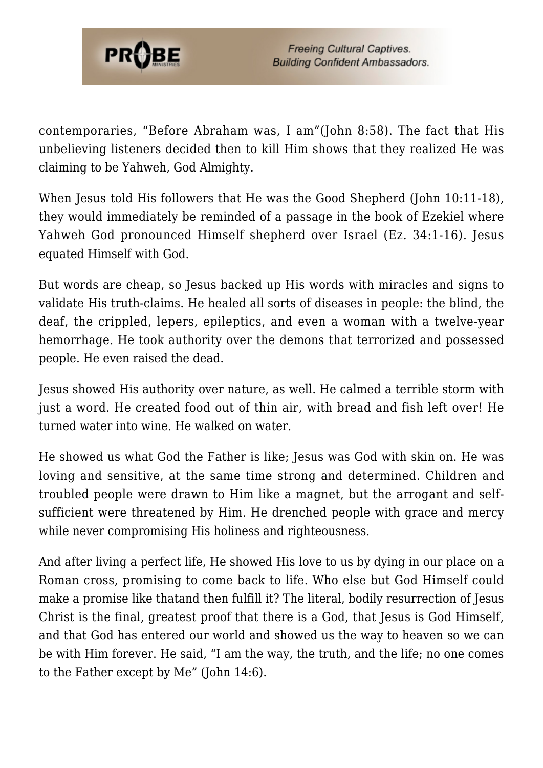contemporaries, "Before Abraham was, I am"(John 8:58). The fact that His unbelieving listeners decided then to kill Him shows that they realized He was claiming to be Yahweh, God Almighty.

When Jesus told His followers that He was the Good Shepherd (John 10:11-18), they would immediately be reminded of a passage in the book of Ezekiel where Yahweh God pronounced Himself shepherd over Israel (Ez. 34:1-16). Jesus equated Himself with God.

But words are cheap, so Jesus backed up His words with miracles and signs to validate His truth-claims. He healed all sorts of diseases in people: the blind, the deaf, the crippled, lepers, epileptics, and even a woman with a twelve-year hemorrhage. He took authority over the demons that terrorized and possessed people. He even raised the dead.

Jesus showed His authority over nature, as well. He calmed a terrible storm with just a word. He created food out of thin air, with bread and fish left over! He turned water into wine. He walked on water.

He showed us what God the Father is like; Jesus was God with skin on. He was loving and sensitive, at the same time strong and determined. Children and troubled people were drawn to Him like a magnet, but the arrogant and self-sufficient were threatened by Him. He drenched people with grace and mercy while never compromising His holiness and righteousness.

And after living a perfect life, He showed His love to us by dying in our place on a Roman cross, promising to come back to life. Who else but God Himself could make a promise like thatand then fulfill it? The literal, bodily resurrection of Jesus Christ is the final, greatest proof that there is a God, that Jesus is God Himself, and that God has entered our world and showed us the way to heaven so we can be with Him forever. He said, "I am the way, the truth, and the life; no one comes to the Father except by Me" (John 14:6).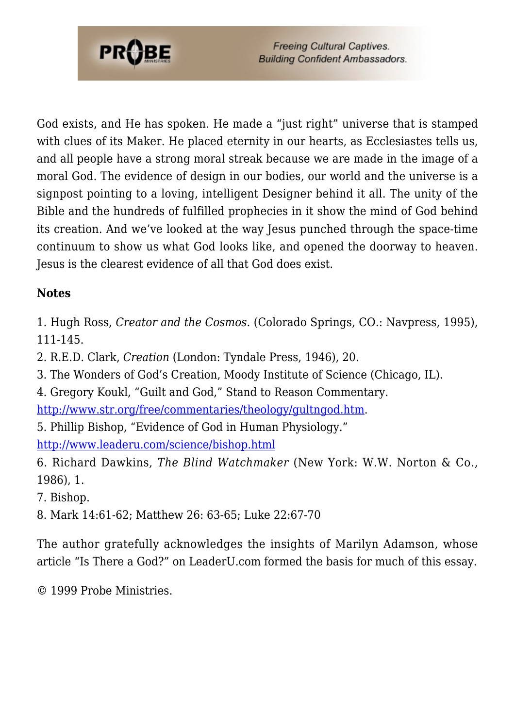God exists, and He has spoken. He made a "just right" universe that is stamped with clues of its Maker. He placed eternity in our hearts, as Ecclesiastes tells us, and all people have a strong moral streak because we are made in the image of a moral God. The evidence of design in our bodies, our world and the universe is a signpost pointing to a loving, intelligent Designer behind it all. The unity of the Bible and the hundreds of fulfilled prophecies in it show the mind of God behind its creation. And we've looked at the way Jesus punched through the space-time continuum to show us what God looks like, and opened the doorway to heaven. Jesus is the clearest evidence of all that God does exist.

**Notes**

1. Hugh Ross, *Creator and the Cosmos*. (Colorado Springs, CO.: Navpress, 1995), 111-145.
2. R.E.D. Clark, *Creation* (London: Tyndale Press, 1946), 20.
3. The Wonders of God's Creation, Moody Institute of Science (Chicago, IL).
4. Gregory Koukl, "Guilt and God," Stand to Reason Commentary. http://www.str.org/free/commentaries/theology/gultngod.htm.
5. Phillip Bishop, "Evidence of God in Human Physiology." http://www.leaderu.com/science/bishop.html
6. Richard Dawkins, *The Blind Watchmaker* (New York: W.W. Norton & Co., 1986), 1.
7. Bishop.
8. Mark 14:61-62; Matthew 26: 63-65; Luke 22:67-70

The author gratefully acknowledges the insights of Marilyn Adamson, whose article "Is There a God?" on LeaderU.com formed the basis for much of this essay.

© 1999 Probe Ministries.